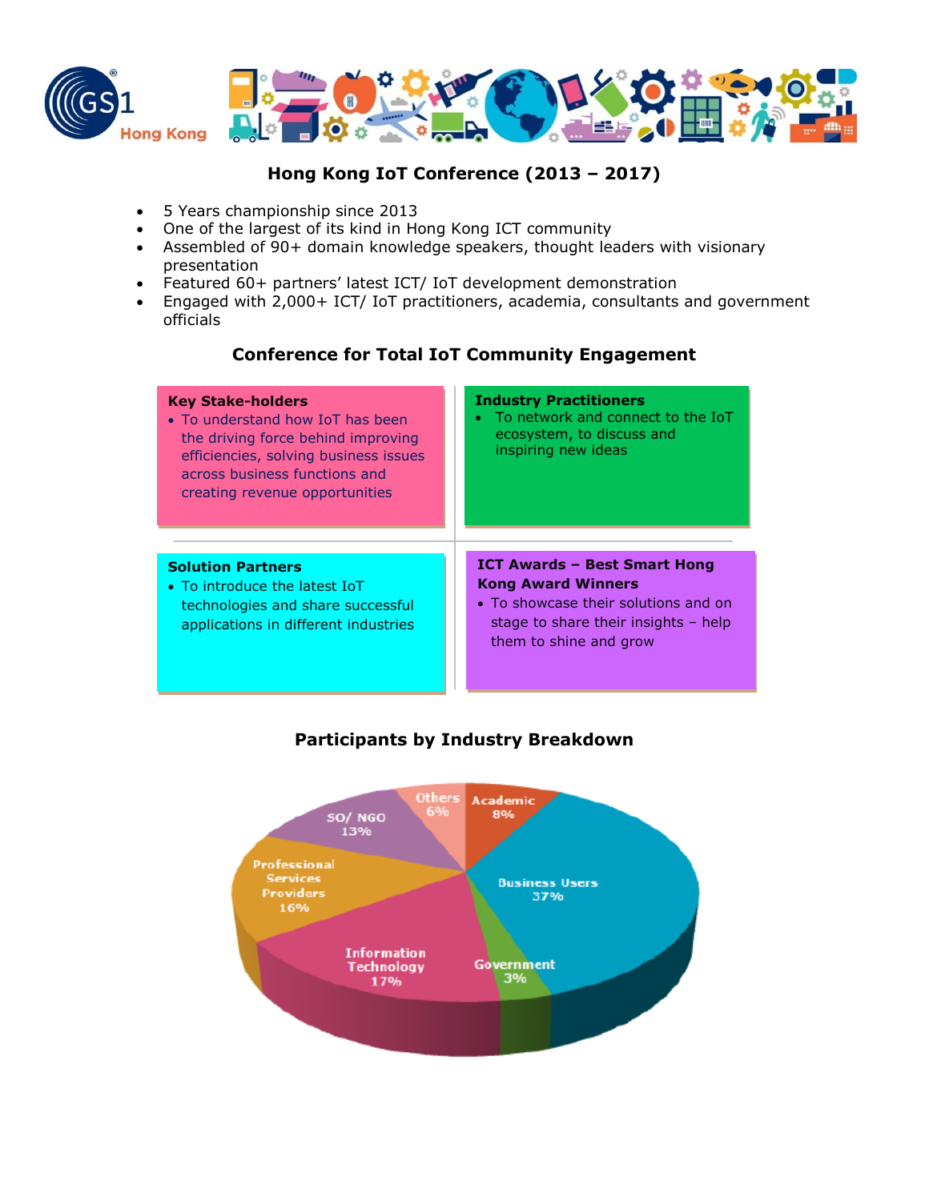# Hong Kong IoT Conference (2013 – 2017)

- 5 Years championship since 2013
- One of the largest of its kind in Hong Kong ICT community
- Assembled of 90+ domain knowledge speakers, thought leaders with visionary presentation
- Featured 60+ partners' latest ICT/ IoT development demonstration
- Engaged with 2,000+ ICT/ IoT practitioners, academia, consultants and government officials

## Conference for Total IoT Community Engagement

**Key Stake-holders**

- To understand how IoT has been the driving force behind improving efficiencies, solving business issues across business functions and creating revenue opportunities

**Industry Practitioners**

- To network and connect to the IoT ecosystem, to discuss and inspiring new ideas

**Solution Partners**

- To introduce the latest IoT technologies and share successful applications in different industries

**ICT Awards – Best Smart Hong Kong Award Winners**

- To showcase their solutions and on stage to share their insights – help them to shine and grow

## Participants by Industry Breakdown

| Industry | Percentage |
|---|---|
| Business Users | 37% |
| Information Technology | 17% |
| Professional Services Providers | 16% |
| SO/ NGO | 13% |
| Academic | 8% |
| Others | 6% |
| Government | 3% |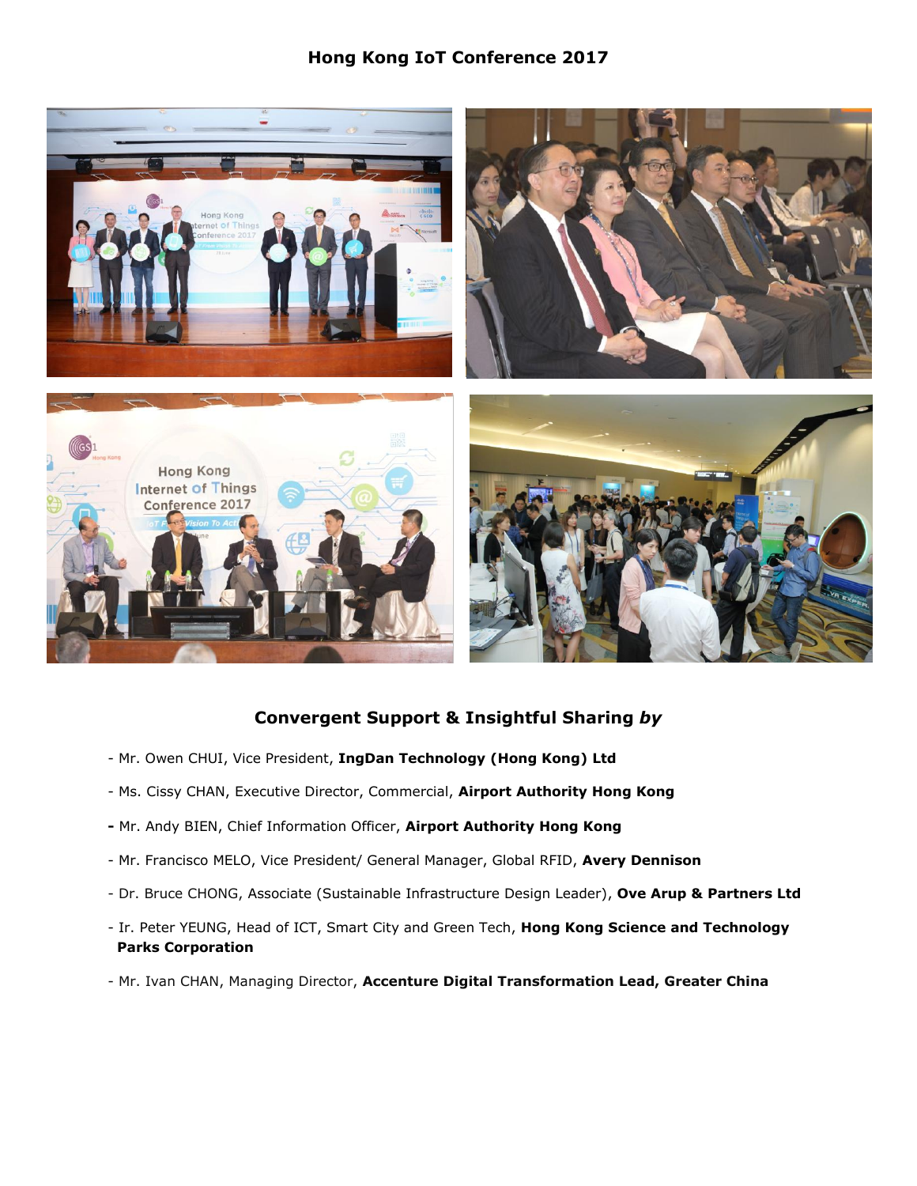## Hong Kong IoT Conference 2017

## Convergent Support & Insightful Sharing *by*

- Mr. Owen CHUI, Vice President, **IngDan Technology (Hong Kong) Ltd**
- Ms. Cissy CHAN, Executive Director, Commercial, **Airport Authority Hong Kong**
- Mr. Andy BIEN, Chief Information Officer, **Airport Authority Hong Kong**
- Mr. Francisco MELO, Vice President/ General Manager, Global RFID, **Avery Dennison**
- Dr. Bruce CHONG, Associate (Sustainable Infrastructure Design Leader), **Ove Arup & Partners Ltd**
- Ir. Peter YEUNG, Head of ICT, Smart City and Green Tech, **Hong Kong Science and Technology Parks Corporation**
- Mr. Ivan CHAN, Managing Director, **Accenture Digital Transformation Lead, Greater China**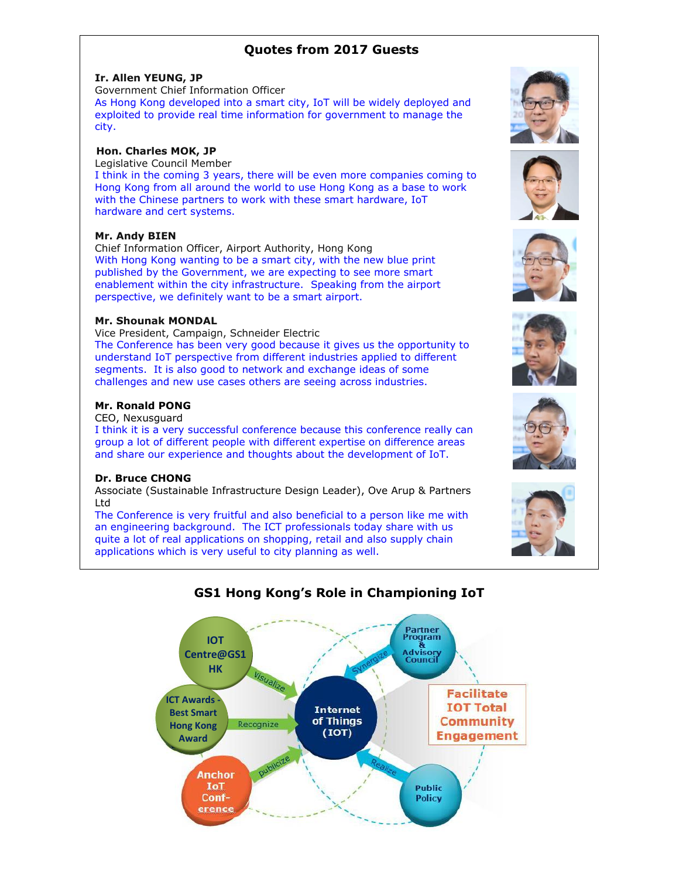## Quotes from 2017 Guests

**Ir. Allen YEUNG, JP**
Government Chief Information Officer
As Hong Kong developed into a smart city, IoT will be widely deployed and exploited to provide real time information for government to manage the city.

**Hon. Charles MOK, JP**
Legislative Council Member
I think in the coming 3 years, there will be even more companies coming to Hong Kong from all around the world to use Hong Kong as a base to work with the Chinese partners to work with these smart hardware, IoT hardware and cert systems.

**Mr. Andy BIEN**
Chief Information Officer, Airport Authority, Hong Kong
With Hong Kong wanting to be a smart city, with the new blue print published by the Government, we are expecting to see more smart enablement within the city infrastructure. Speaking from the airport perspective, we definitely want to be a smart airport.

**Mr. Shounak MONDAL**
Vice President, Campaign, Schneider Electric
The Conference has been very good because it gives us the opportunity to understand IoT perspective from different industries applied to different segments. It is also good to network and exchange ideas of some challenges and new use cases others are seeing across industries.

**Mr. Ronald PONG**
CEO, Nexusguard
I think it is a very successful conference because this conference really can group a lot of different people with different expertise on difference areas and share our experience and thoughts about the development of IoT.

**Dr. Bruce CHONG**
Associate (Sustainable Infrastructure Design Leader), Ove Arup & Partners Ltd
The Conference is very fruitful and also beneficial to a person like me with an engineering background. The ICT professionals today share with us quite a lot of real applications on shopping, retail and also supply chain applications which is very useful to city planning as well.

## GS1 Hong Kong's Role in Championing IoT

IOT Centre@GS1 HK
Visualize
ICT Awards - Best Smart Hong Kong Award
Recognize
Anchor IoT Conf-erence
publicize
Internet of Things (IOT)
Partner Program & Advisory Council
Synergize
Public Policy
Realize
Facilitate IOT Total Community Engagement